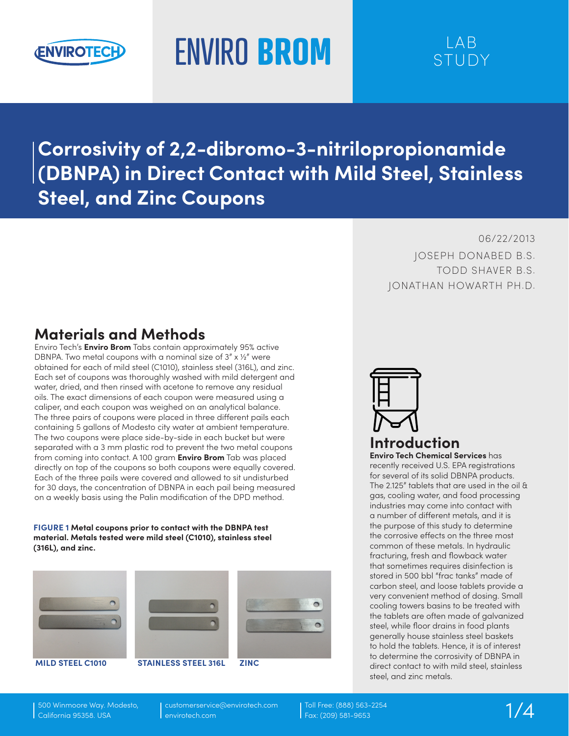ENVIROTECH

# ENVIRO BROM

LAB STUDY

# Corrosivity of 2,2-dibromo-3-nitrilopropionamide (DBNPA) in Direct Contact with Mild Steel, Stainless Steel, and Zinc Coupons

06/22/2013

JOSEPH DONABED B.S.

TODD SHAVER B.S.

JONATHAN HOWARTH PH.D.

## Introduction

**Enviro Tech Chemical Services** has recently received U.S. EPA registrations for several of its solid DBNPA products. The 2.125" tablets that are used in the oil & gas, cooling water, and food processing industries may come into contact with a number of different metals, and it is the purpose of this study to determine the corrosive effects on the three most common of these metals. In hydraulic fracturing, fresh and flowback water that sometimes requires disinfection is stored in 500 bbl "frac tanks" made of carbon steel, and loose tablets provide a very convenient method of dosing. Small cooling towers basins to be treated with the tablets are often made of galvanized steel, while floor drains in food plants generally house stainless steel baskets to hold the tablets. Hence, it is of interest to determine the corrosivity of DBNPA in direct contact to with mild steel, stainless steel, and zinc metals.

## Materials and Methods

Enviro Tech's **Enviro Brom** Tabs contain approximately 95% active DBNPA. Two metal coupons with a nominal size of 3" x ½" were obtained for each of mild steel (C1010), stainless steel (316L), and zinc. Each set of coupons was thoroughly washed with mild detergent and water, dried, and then rinsed with acetone to remove any residual oils. The exact dimensions of each coupon were measured using a caliper, and each coupon was weighed on an analytical balance. The three pairs of coupons were placed in three different pails each containing 5 gallons of Modesto city water at ambient temperature. The two coupons were place side-by-side in each bucket but were separated with a 3 mm plastic rod to prevent the two metal coupons from coming into contact. A 100 gram **Enviro Brom** Tab was placed directly on top of the coupons so both coupons were equally covered. Each of the three pails were covered and allowed to sit undisturbed for 30 days, the concentration of DBNPA in each pail being measured on a weekly basis using the Palin modification of the DPD method.

**FIGURE 1 Metal coupons prior to contact with the DBNPA test material. Metals tested were mild steel (C1010), stainless steel (316L), and zinc.**

**MILD STEEL C1010** | **STAINLESS STEEL 316L** | **ZINC**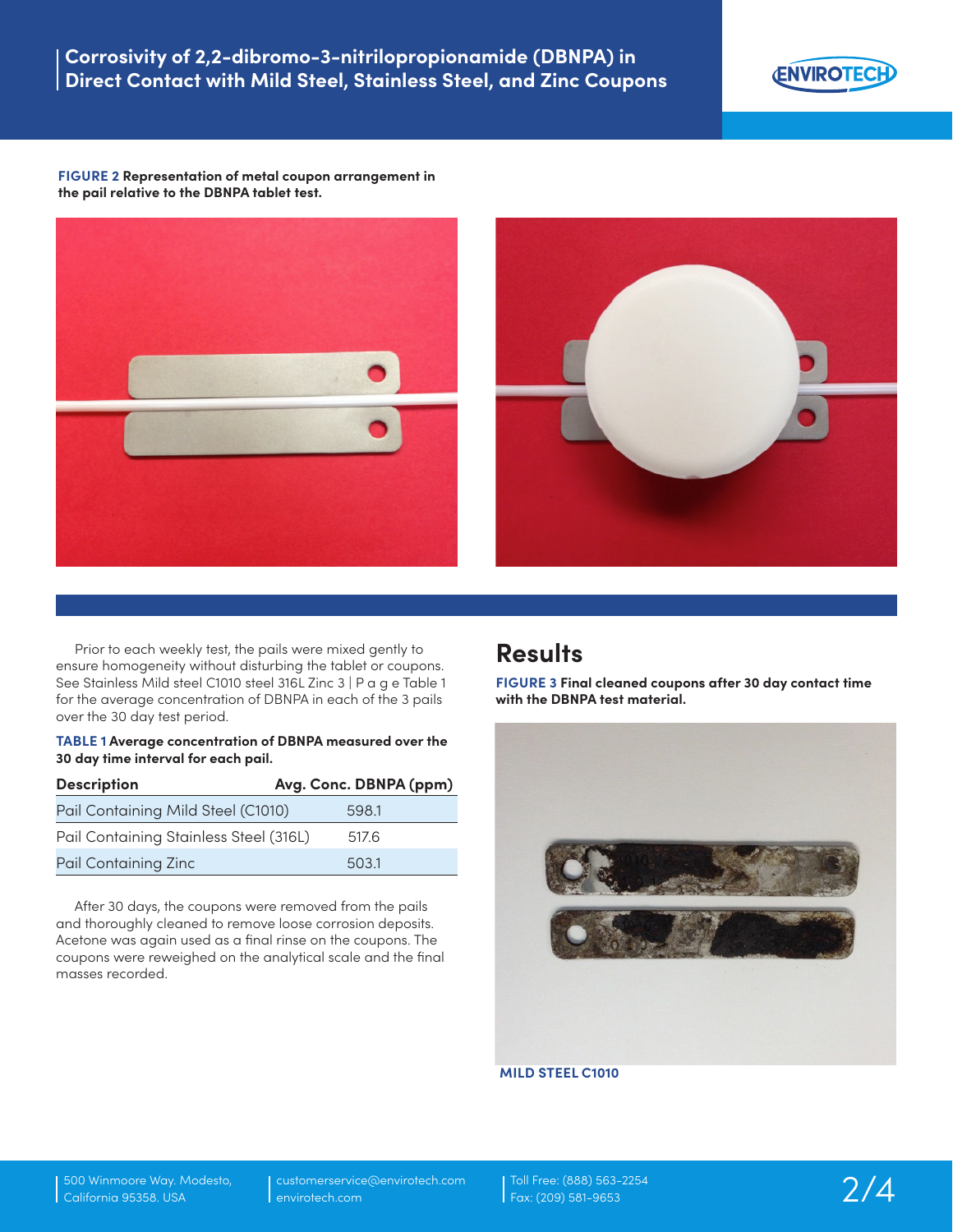**FIGURE 2** Representation of metal coupon arrangement in the pail relative to the DBNPA tablet test.

Prior to each weekly test, the pails were mixed gently to ensure homogeneity without disturbing the tablet or coupons. See Stainless Mild steel C1010 steel 316L Zinc 3 | P a g e Table 1 for the average concentration of DBNPA in each of the 3 pails over the 30 day test period.

**TABLE 1** Average concentration of DBNPA measured over the 30 day time interval for each pail.

| Description | Avg. Conc. DBNPA (ppm) |
|---|---|
| Pail Containing Mild Steel (C1010) | 598.1 |
| Pail Containing Stainless Steel (316L) | 517.6 |
| Pail Containing Zinc | 503.1 |

After 30 days, the coupons were removed from the pails and thoroughly cleaned to remove loose corrosion deposits. Acetone was again used as a final rinse on the coupons. The coupons were reweighed on the analytical scale and the final masses recorded.

## Results

**FIGURE 3** Final cleaned coupons after 30 day contact time with the DBNPA test material.

**MILD STEEL C1010**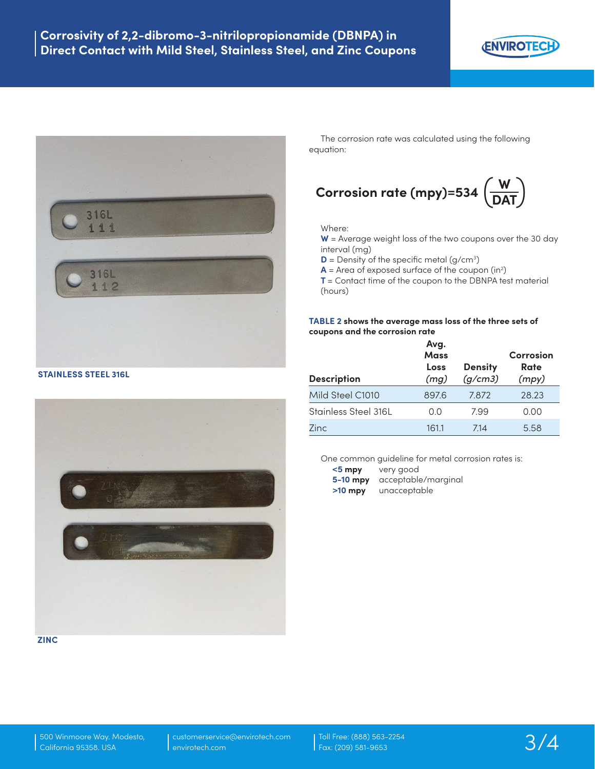STAINLESS STEEL 316L

ZINC

The corrosion rate was calculated using the following equation:

$$\text{Corrosion rate (mpy)} = 534\left(\frac{W}{DAT}\right)$$

Where:

**W** = Average weight loss of the two coupons over the 30 day interval (mg)
**D** = Density of the specific metal (g/cm$^3$)
**A** = Area of exposed surface of the coupon (in$^2$)
**T** = Contact time of the coupon to the DBNPA test material (hours)

**TABLE 2 shows the average mass loss of the three sets of coupons and the corrosion rate**

| Description | Avg. Mass Loss *(mg)* | Density *(g/cm3)* | Corrosion Rate *(mpy)* |
|---|---|---|---|
| Mild Steel C1010 | 897.6 | 7.872 | 28.23 |
| Stainless Steel 316L | 0.0 | 7.99 | 0.00 |
| Zinc | 161.1 | 7.14 | 5.58 |

One common guideline for metal corrosion rates is:

- **<5 mpy** very good
- **5-10 mpy** acceptable/marginal
- **>10 mpy** unacceptable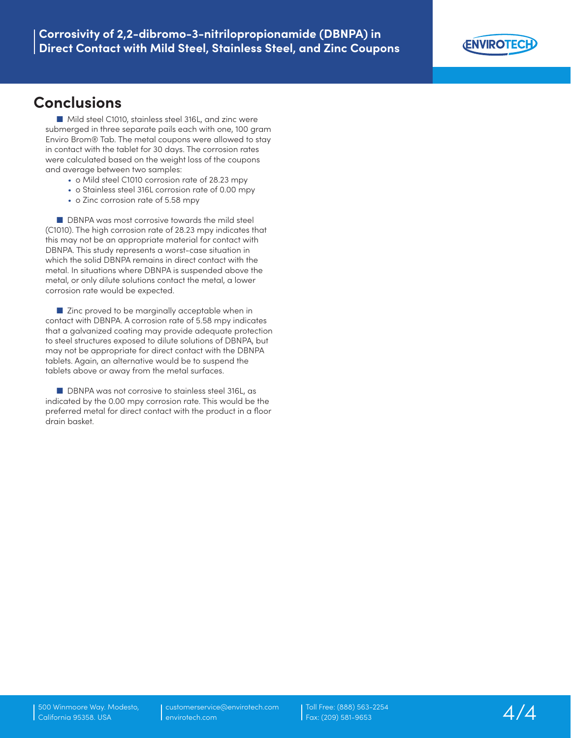## Conclusions

■ Mild steel C1010, stainless steel 316L, and zinc were submerged in three separate pails each with one, 100 gram Enviro Brom® Tab. The metal coupons were allowed to stay in contact with the tablet for 30 days. The corrosion rates were calculated based on the weight loss of the coupons and average between two samples:

- o Mild steel C1010 corrosion rate of 28.23 mpy
- o Stainless steel 316L corrosion rate of 0.00 mpy
- o Zinc corrosion rate of 5.58 mpy

■ DBNPA was most corrosive towards the mild steel (C1010). The high corrosion rate of 28.23 mpy indicates that this may not be an appropriate material for contact with DBNPA. This study represents a worst-case situation in which the solid DBNPA remains in direct contact with the metal. In situations where DBNPA is suspended above the metal, or only dilute solutions contact the metal, a lower corrosion rate would be expected.

■ Zinc proved to be marginally acceptable when in contact with DBNPA. A corrosion rate of 5.58 mpy indicates that a galvanized coating may provide adequate protection to steel structures exposed to dilute solutions of DBNPA, but may not be appropriate for direct contact with the DBNPA tablets. Again, an alternative would be to suspend the tablets above or away from the metal surfaces.

■ DBNPA was not corrosive to stainless steel 316L, as indicated by the 0.00 mpy corrosion rate. This would be the preferred metal for direct contact with the product in a floor drain basket.